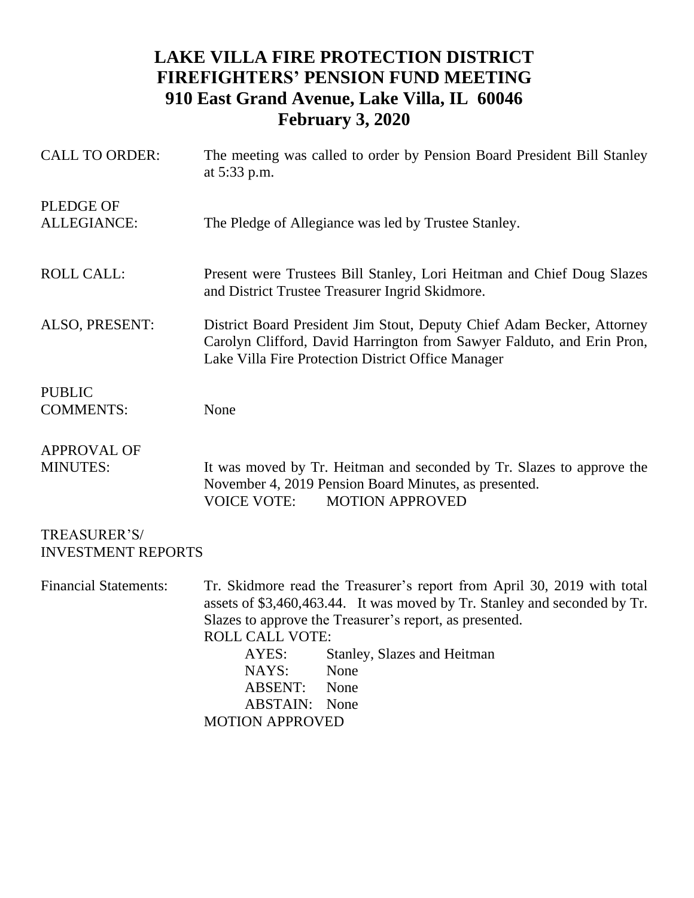# LAKE VILLA FIRE PROTECTION DISTRICT
# FIREFIGHTERS' PENSION FUND MEETING
# 910 East Grand Avenue, Lake Villa, IL 60046
# February 3, 2020

**CALL TO ORDER:** The meeting was called to order by Pension Board President Bill Stanley at 5:33 p.m.

**PLEDGE OF ALLEGIANCE:** The Pledge of Allegiance was led by Trustee Stanley.

**ROLL CALL:** Present were Trustees Bill Stanley, Lori Heitman and Chief Doug Slazes and District Trustee Treasurer Ingrid Skidmore.

**ALSO, PRESENT:** District Board President Jim Stout, Deputy Chief Adam Becker, Attorney Carolyn Clifford, David Harrington from Sawyer Falduto, and Erin Pron, Lake Villa Fire Protection District Office Manager

**PUBLIC COMMENTS:** None

**APPROVAL OF MINUTES:** It was moved by Tr. Heitman and seconded by Tr. Slazes to approve the November 4, 2019 Pension Board Minutes, as presented.
VOICE VOTE: MOTION APPROVED

**TREASURER'S/ INVESTMENT REPORTS**

**Financial Statements:** Tr. Skidmore read the Treasurer's report from April 30, 2019 with total assets of $3,460,463.44. It was moved by Tr. Stanley and seconded by Tr. Slazes to approve the Treasurer's report, as presented.

ROLL CALL VOTE:
- AYES: Stanley, Slazes and Heitman
- NAYS: None
- ABSENT: None
- ABSTAIN: None

MOTION APPROVED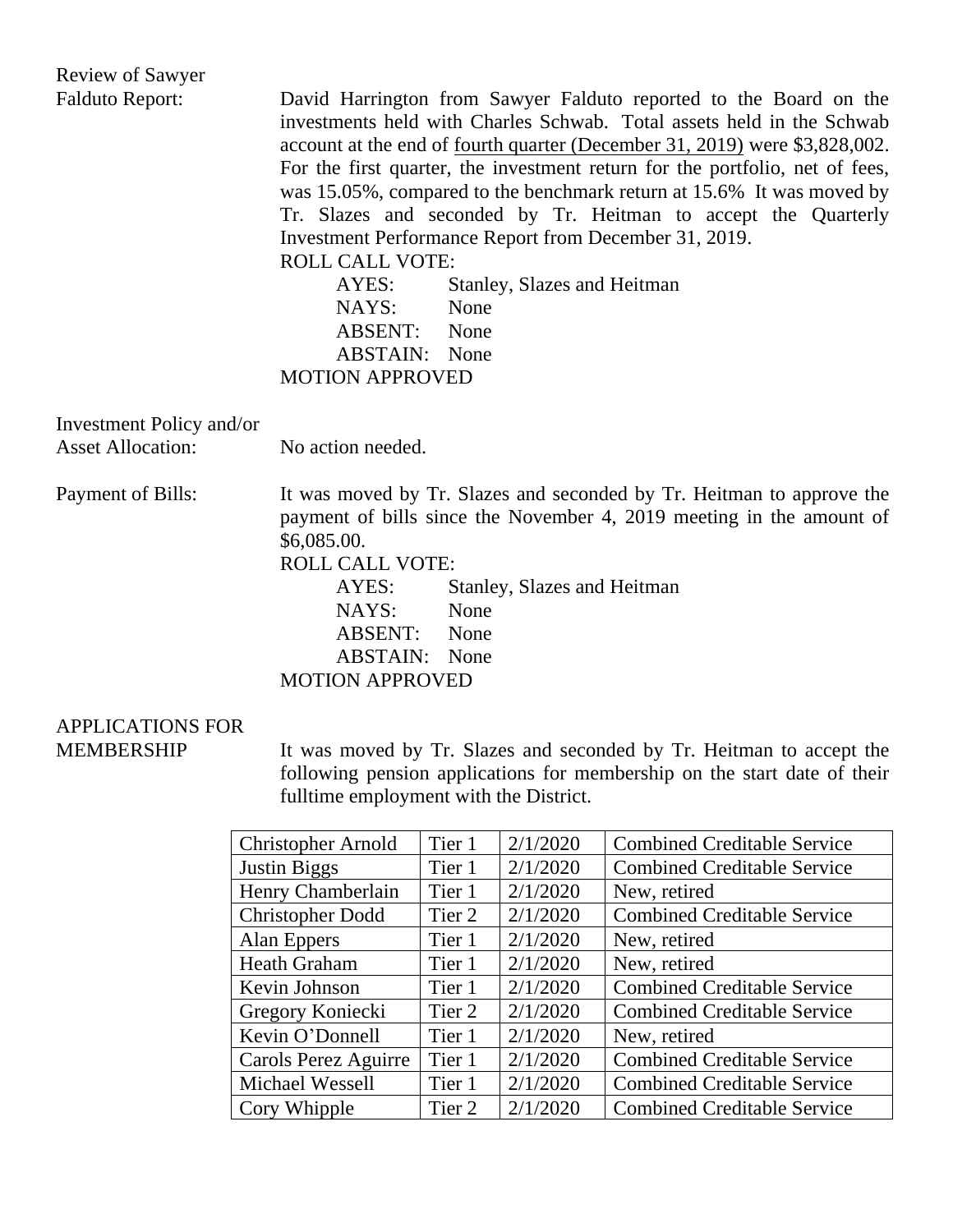**Review of Sawyer Falduto Report:**

David Harrington from Sawyer Falduto reported to the Board on the investments held with Charles Schwab. Total assets held in the Schwab account at the end of <u>fourth quarter (December 31, 2019)</u> were $3,828,002. For the first quarter, the investment return for the portfolio, net of fees, was 15.05%, compared to the benchmark return at 15.6% It was moved by Tr. Slazes and seconded by Tr. Heitman to accept the Quarterly Investment Performance Report from December 31, 2019.

ROLL CALL VOTE:

AYES: Stanley, Slazes and Heitman
NAYS: None
ABSENT: None
ABSTAIN: None

MOTION APPROVED

**Investment Policy and/or Asset Allocation:**

No action needed.

**Payment of Bills:**

It was moved by Tr. Slazes and seconded by Tr. Heitman to approve the payment of bills since the November 4, 2019 meeting in the amount of $6,085.00.

ROLL CALL VOTE:

AYES: Stanley, Slazes and Heitman
NAYS: None
ABSENT: None
ABSTAIN: None

MOTION APPROVED

**APPLICATIONS FOR MEMBERSHIP**

It was moved by Tr. Slazes and seconded by Tr. Heitman to accept the following pension applications for membership on the start date of their fulltime employment with the District.

| | | | |
|---|---|---|---|
| Christopher Arnold | Tier 1 | 2/1/2020 | Combined Creditable Service |
| Justin Biggs | Tier 1 | 2/1/2020 | Combined Creditable Service |
| Henry Chamberlain | Tier 1 | 2/1/2020 | New, retired |
| Christopher Dodd | Tier 2 | 2/1/2020 | Combined Creditable Service |
| Alan Eppers | Tier 1 | 2/1/2020 | New, retired |
| Heath Graham | Tier 1 | 2/1/2020 | New, retired |
| Kevin Johnson | Tier 1 | 2/1/2020 | Combined Creditable Service |
| Gregory Koniecki | Tier 2 | 2/1/2020 | Combined Creditable Service |
| Kevin O'Donnell | Tier 1 | 2/1/2020 | New, retired |
| Carols Perez Aguirre | Tier 1 | 2/1/2020 | Combined Creditable Service |
| Michael Wessell | Tier 1 | 2/1/2020 | Combined Creditable Service |
| Cory Whipple | Tier 2 | 2/1/2020 | Combined Creditable Service |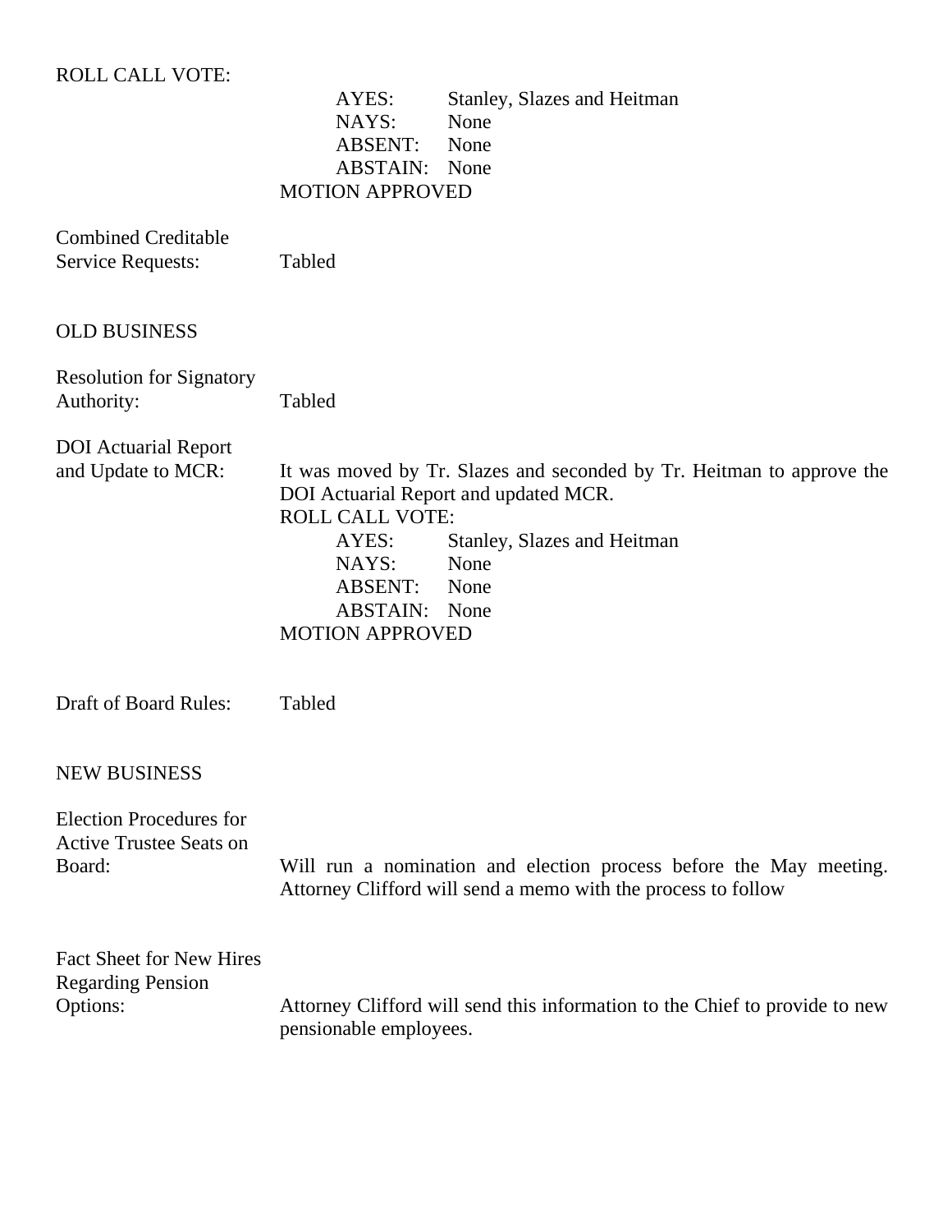ROLL CALL VOTE:

AYES: Stanley, Slazes and Heitman
NAYS: None
ABSENT: None
ABSTAIN: None
MOTION APPROVED

Combined Creditable Service Requests: Tabled

## OLD BUSINESS

Resolution for Signatory Authority: Tabled

DOI Actuarial Report and Update to MCR: It was moved by Tr. Slazes and seconded by Tr. Heitman to approve the DOI Actuarial Report and updated MCR.

ROLL CALL VOTE:

AYES: Stanley, Slazes and Heitman
NAYS: None
ABSENT: None
ABSTAIN: None
MOTION APPROVED

Draft of Board Rules: Tabled

## NEW BUSINESS

Election Procedures for Active Trustee Seats on Board: Will run a nomination and election process before the May meeting. Attorney Clifford will send a memo with the process to follow

Fact Sheet for New Hires Regarding Pension Options: Attorney Clifford will send this information to the Chief to provide to new pensionable employees.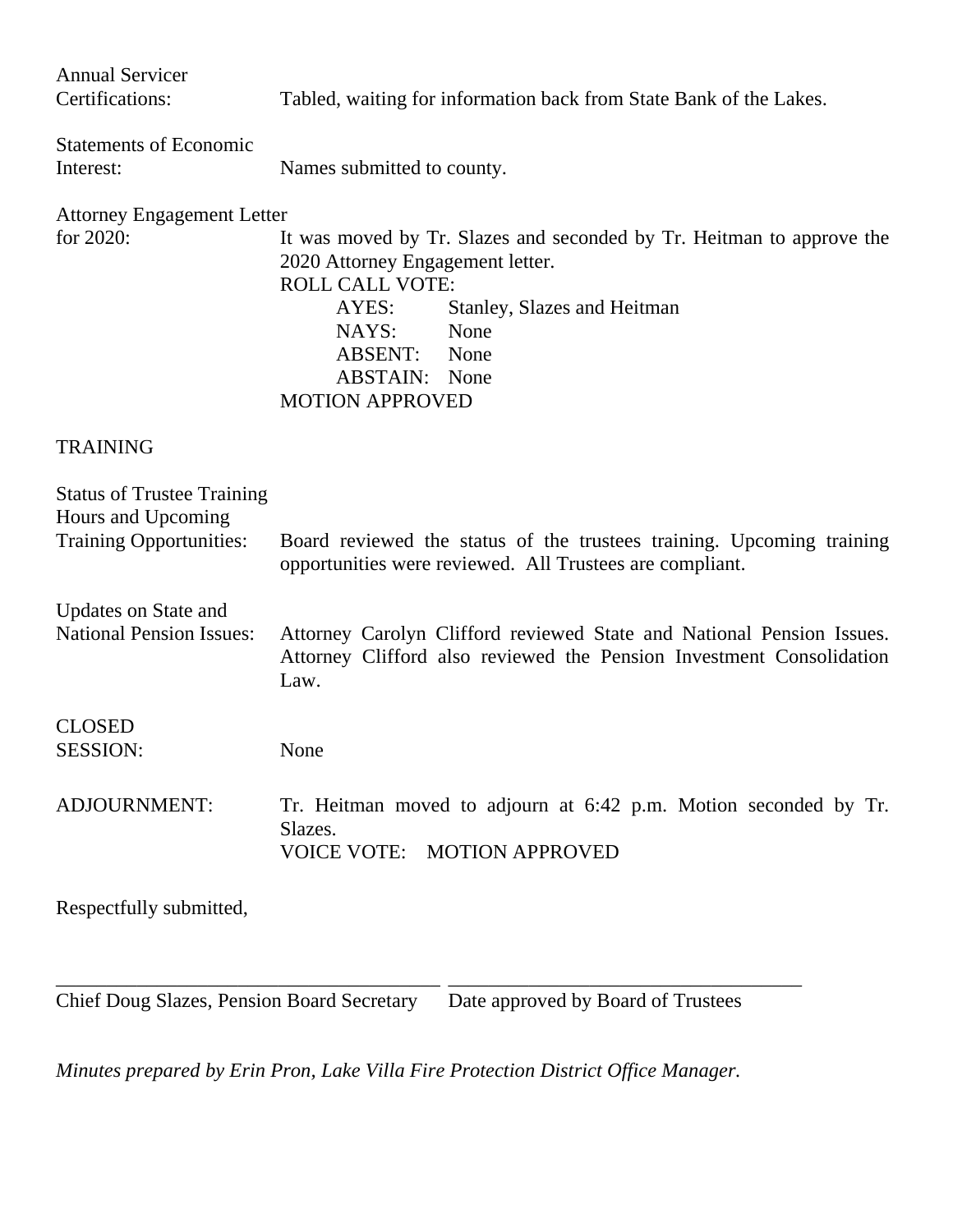**Annual Servicer Certifications:** Tabled, waiting for information back from State Bank of the Lakes.

**Statements of Economic Interest:** Names submitted to county.

**Attorney Engagement Letter for 2020:** It was moved by Tr. Slazes and seconded by Tr. Heitman to approve the 2020 Attorney Engagement letter.

ROLL CALL VOTE:

- AYES: Stanley, Slazes and Heitman
- NAYS: None
- ABSENT: None
- ABSTAIN: None

MOTION APPROVED

## TRAINING

**Status of Trustee Training Hours and Upcoming Training Opportunities:** Board reviewed the status of the trustees training. Upcoming training opportunities were reviewed. All Trustees are compliant.

**Updates on State and National Pension Issues:** Attorney Carolyn Clifford reviewed State and National Pension Issues. Attorney Clifford also reviewed the Pension Investment Consolidation Law.

**CLOSED SESSION:** None

**ADJOURNMENT:** Tr. Heitman moved to adjourn at 6:42 p.m. Motion seconded by Tr. Slazes.

VOICE VOTE: MOTION APPROVED

Respectfully submitted,

_____________________________________ _____________________________________

Chief Doug Slazes, Pension Board Secretary        Date approved by Board of Trustees

*Minutes prepared by Erin Pron, Lake Villa Fire Protection District Office Manager.*